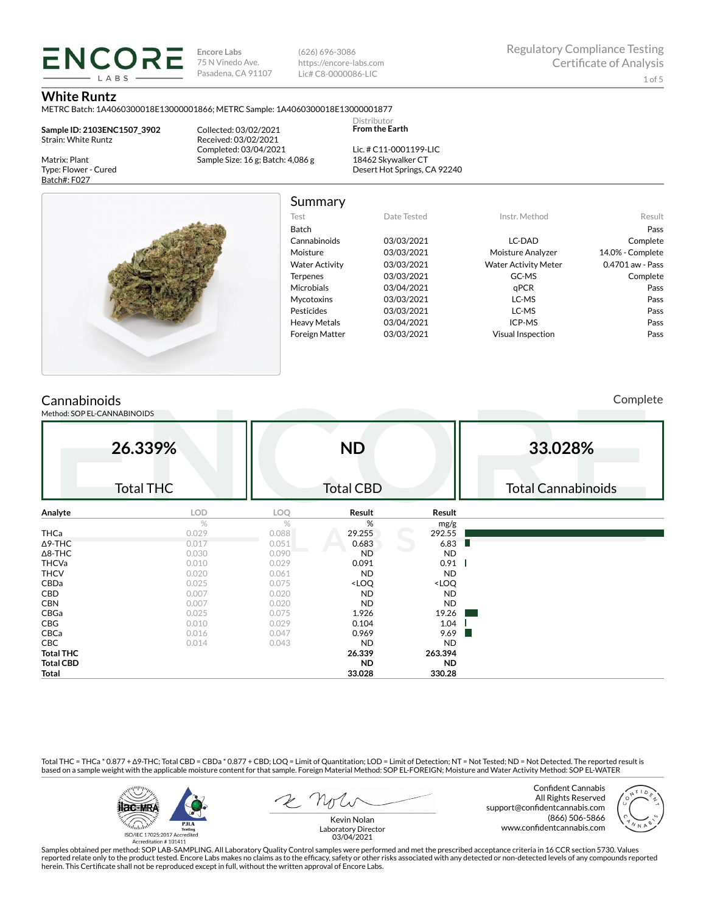**Encore Labs**
75 N Vinedo Ave.
Pasadena, CA 91107

(626) 696-3086
https://encore-labs.com
Lic# C8-0000086-LIC

Regulatory Compliance Testing
Certificate of Analysis

# White Runtz

METRC Batch: 1A4060300018E13000001866; METRC Sample: 1A4060300018E13000001877

**Sample ID: 2103ENC1507_3902**
Strain: White Runtz

Matrix: Plant
Type: Flower - Cured
Batch#: F027

Collected: 03/02/2021
Received: 03/02/2021
Completed: 03/04/2021
Sample Size: 16 g; Batch: 4,086 g

Distributor
**From the Earth**

Lic. # C11-0001199-LIC
18462 Skywalker CT
Desert Hot Springs, CA 92240

## Summary

| Test | Date Tested | Instr. Method | Result |
|---|---|---|---|
| Batch | | | Pass |
| Cannabinoids | 03/03/2021 | LC-DAD | Complete |
| Moisture | 03/03/2021 | Moisture Analyzer | 14.0% - Complete |
| Water Activity | 03/03/2021 | Water Activity Meter | 0.4701 aw - Pass |
| Terpenes | 03/03/2021 | GC-MS | Complete |
| Microbials | 03/04/2021 | qPCR | Pass |
| Mycotoxins | 03/03/2021 | LC-MS | Pass |
| Pesticides | 03/03/2021 | LC-MS | Pass |
| Heavy Metals | 03/04/2021 | ICP-MS | Pass |
| Foreign Matter | 03/03/2021 | Visual Inspection | Pass |

## Cannabinoids

Complete

Method: SOP EL-CANNABINOIDS

| 26.339% | ND | 33.028% |
|---|---|---|
| Total THC | Total CBD | Total Cannabinoids |

| Analyte | LOD | LOQ | Result | Result |
|---|---|---|---|---|
| | % | % | % | mg/g |
| THCa | 0.029 | 0.088 | 29.255 | 292.55 |
| Δ9-THC | 0.017 | 0.051 | 0.683 | 6.83 |
| Δ8-THC | 0.030 | 0.090 | ND | ND |
| THCVa | 0.010 | 0.029 | 0.091 | 0.91 |
| THCV | 0.020 | 0.061 | ND | ND |
| CBDa | 0.025 | 0.075 | <LOQ | <LOQ |
| CBD | 0.007 | 0.020 | ND | ND |
| CBN | 0.007 | 0.020 | ND | ND |
| CBGa | 0.025 | 0.075 | 1.926 | 19.26 |
| CBG | 0.010 | 0.029 | 0.104 | 1.04 |
| CBCa | 0.016 | 0.047 | 0.969 | 9.69 |
| CBC | 0.014 | 0.043 | ND | ND |
| **Total THC** | | | **26.339** | **263.394** |
| **Total CBD** | | | **ND** | **ND** |
| **Total** | | | **33.028** | **330.28** |

Total THC = THCa * 0.877 + Δ9-THC; Total CBD = CBDa * 0.877 + CBD; LOQ = Limit of Quantitation; LOD = Limit of Detection; NT = Not Tested; ND = Not Detected. The reported result is based on a sample weight with the applicable moisture content for that sample. Foreign Material Method: SOP EL-FOREIGN; Moisture and Water Activity Method: SOP EL-WATER

ISO/IEC 17025:2017 Accredited
Accreditation # 101411

Kevin Nolan
Laboratory Director
03/04/2021

Confident Cannabis
All Rights Reserved
support@confidentcannabis.com
(866) 506-5866
www.confidentcannabis.com

Samples obtained per method: SOP LAB-SAMPLING. All Laboratory Quality Control samples were performed and met the prescribed acceptance criteria in 16 CCR section 5730. Values reported relate only to the product tested. Encore Labs makes no claims as to the efficacy, safety or other risks associated with any detected or non-detected levels of any compounds reported herein. This Certificate shall not be reproduced except in full, without the written approval of Encore Labs.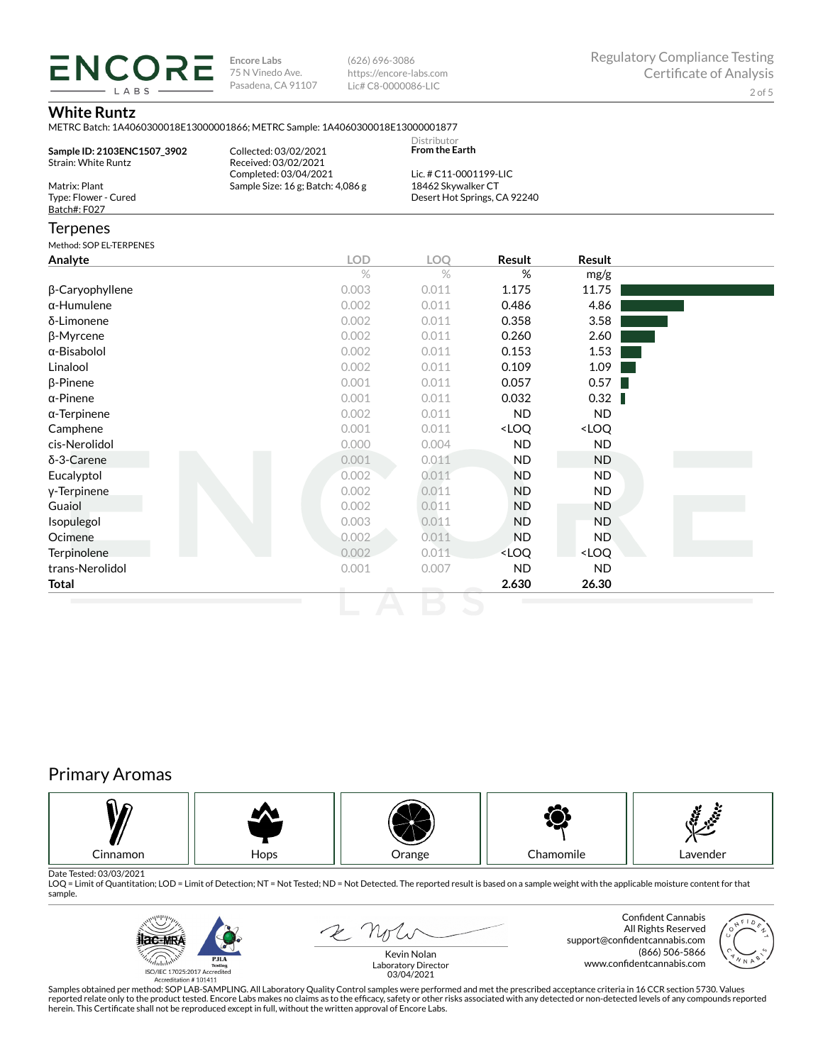**Encore Labs**
75 N Vinedo Ave.
Pasadena, CA 91107

(626) 696-3086
https://encore-labs.com
Lic# C8-0000086-LIC

Regulatory Compliance Testing
Certificate of Analysis

## White Runtz

METRC Batch: 1A4060300018E13000001866; METRC Sample: 1A4060300018E13000001877

**Sample ID: 2103ENC1507_3902**
Strain: White Runtz

Matrix: Plant
Type: Flower - Cured
Batch#: F027

Collected: 03/02/2021
Received: 03/02/2021
Completed: 03/04/2021
Sample Size: 16 g; Batch: 4,086 g

Distributor
**From the Earth**

Lic. # C11-0001199-LIC
18462 Skywalker CT
Desert Hot Springs, CA 92240

## Terpenes

Method: SOP EL-TERPENES

| Analyte | LOD | LOQ | Result | Result |
|---|---|---|---|---|
| | % | % | % | mg/g |
| β-Caryophyllene | 0.003 | 0.011 | 1.175 | 11.75 |
| α-Humulene | 0.002 | 0.011 | 0.486 | 4.86 |
| δ-Limonene | 0.002 | 0.011 | 0.358 | 3.58 |
| β-Myrcene | 0.002 | 0.011 | 0.260 | 2.60 |
| α-Bisabolol | 0.002 | 0.011 | 0.153 | 1.53 |
| Linalool | 0.002 | 0.011 | 0.109 | 1.09 |
| β-Pinene | 0.001 | 0.011 | 0.057 | 0.57 |
| α-Pinene | 0.001 | 0.011 | 0.032 | 0.32 |
| α-Terpinene | 0.002 | 0.011 | ND | ND |
| Camphene | 0.001 | 0.011 | <LOQ | <LOQ |
| cis-Nerolidol | 0.000 | 0.004 | ND | ND |
| δ-3-Carene | 0.001 | 0.011 | ND | ND |
| Eucalyptol | 0.002 | 0.011 | ND | ND |
| γ-Terpinene | 0.002 | 0.011 | ND | ND |
| Guaiol | 0.002 | 0.011 | ND | ND |
| Isopulegol | 0.003 | 0.011 | ND | ND |
| Ocimene | 0.002 | 0.011 | ND | ND |
| Terpinolene | 0.002 | 0.011 | <LOQ | <LOQ |
| trans-Nerolidol | 0.001 | 0.007 | ND | ND |
| **Total** | | | **2.630** | **26.30** |

## Primary Aromas

Cinnamon | Hops | Orange | Chamomile | Lavender

Date Tested: 03/03/2021

LOQ = Limit of Quantitation; LOD = Limit of Detection; NT = Not Tested; ND = Not Detected. The reported result is based on a sample weight with the applicable moisture content for that sample.

ISO/IEC 17025:2017 Accredited
Accreditation # 101411

Kevin Nolan
Laboratory Director
03/04/2021

Confident Cannabis
All Rights Reserved
support@confidentcannabis.com
(866) 506-5866
www.confidentcannabis.com

Samples obtained per method: SOP LAB-SAMPLING. All Laboratory Quality Control samples were performed and met the prescribed acceptance criteria in 16 CCR section 5730. Values reported relate only to the product tested. Encore Labs makes no claims as to the efficacy, safety or other risks associated with any detected or non-detected levels of any compounds reported herein. This Certificate shall not be reproduced except in full, without the written approval of Encore Labs.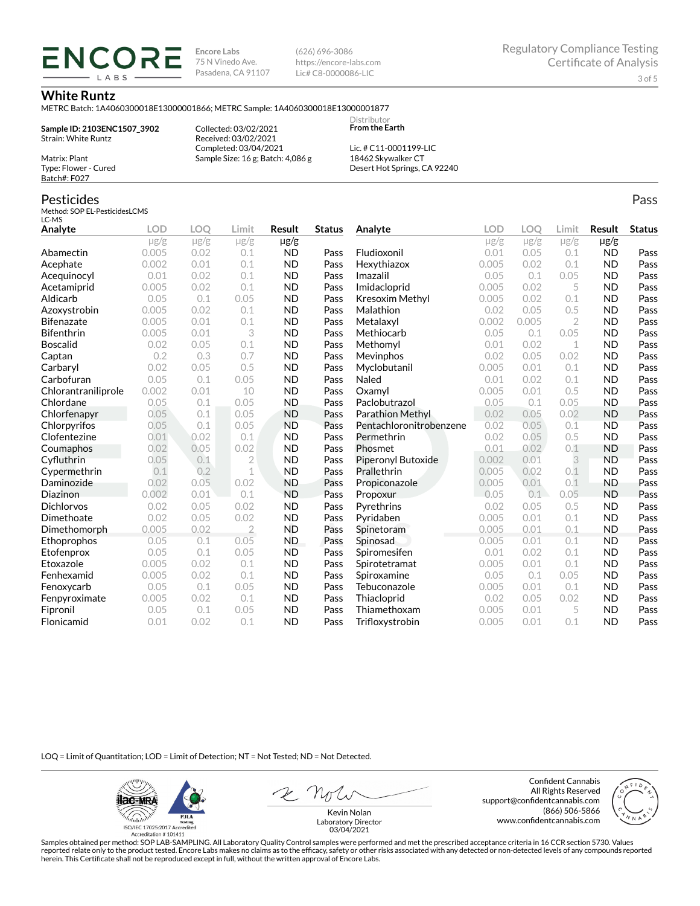ENCORE LABS

Encore Labs
75 N Vinedo Ave.
Pasadena, CA 91107

(626) 696-3086
https://encore-labs.com
Lic# C8-0000086-LIC

Regulatory Compliance Testing
Certificate of Analysis

# White Runtz

METRC Batch: 1A4060300018E13000001866; METRC Sample: 1A4060300018E13000001877

**Sample ID: 2103ENC1507_3902**
Strain: White Runtz

Matrix: Plant
Type: Flower - Cured
Batch#: F027

Collected: 03/02/2021
Received: 03/02/2021
Completed: 03/04/2021
Sample Size: 16 g; Batch: 4,086 g

Distributor
**From the Earth**

Lic. # C11-0001199-LIC
18462 Skywalker CT
Desert Hot Springs, CA 92240

## Pesticides

Pass

Method: SOP EL-PesticidesLCMS
LC-MS

| Analyte | LOD | LOQ | Limit | Result | Status | Analyte | LOD | LOQ | Limit | Result | Status |
|---|---|---|---|---|---|---|---|---|---|---|---|
| | μg/g | μg/g | μg/g | μg/g | | | μg/g | μg/g | μg/g | μg/g | |
| Abamectin | 0.005 | 0.02 | 0.1 | ND | Pass | Fludioxonil | 0.01 | 0.05 | 0.1 | ND | Pass |
| Acephate | 0.002 | 0.01 | 0.1 | ND | Pass | Hexythiazox | 0.005 | 0.02 | 0.1 | ND | Pass |
| Acequinocyl | 0.01 | 0.02 | 0.1 | ND | Pass | Imazalil | 0.05 | 0.1 | 0.05 | ND | Pass |
| Acetamiprid | 0.005 | 0.02 | 0.1 | ND | Pass | Imidacloprid | 0.005 | 0.02 | 5 | ND | Pass |
| Aldicarb | 0.05 | 0.1 | 0.05 | ND | Pass | Kresoxim Methyl | 0.005 | 0.02 | 0.1 | ND | Pass |
| Azoxystrobin | 0.005 | 0.02 | 0.1 | ND | Pass | Malathion | 0.02 | 0.05 | 0.5 | ND | Pass |
| Bifenazate | 0.005 | 0.01 | 0.1 | ND | Pass | Metalaxyl | 0.002 | 0.005 | 2 | ND | Pass |
| Bifenthrin | 0.005 | 0.01 | 3 | ND | Pass | Methiocarb | 0.05 | 0.1 | 0.05 | ND | Pass |
| Boscalid | 0.02 | 0.05 | 0.1 | ND | Pass | Methomyl | 0.01 | 0.02 | 1 | ND | Pass |
| Captan | 0.2 | 0.3 | 0.7 | ND | Pass | Mevinphos | 0.02 | 0.05 | 0.02 | ND | Pass |
| Carbaryl | 0.02 | 0.05 | 0.5 | ND | Pass | Myclobutanil | 0.005 | 0.01 | 0.1 | ND | Pass |
| Carbofuran | 0.05 | 0.1 | 0.05 | ND | Pass | Naled | 0.01 | 0.02 | 0.1 | ND | Pass |
| Chlorantraniliprole | 0.002 | 0.01 | 10 | ND | Pass | Oxamyl | 0.005 | 0.01 | 0.5 | ND | Pass |
| Chlordane | 0.05 | 0.1 | 0.05 | ND | Pass | Paclobutrazol | 0.05 | 0.1 | 0.05 | ND | Pass |
| Chlorfenapyr | 0.05 | 0.1 | 0.05 | ND | Pass | Parathion Methyl | 0.02 | 0.05 | 0.02 | ND | Pass |
| Chlorpyrifos | 0.05 | 0.1 | 0.05 | ND | Pass | Pentachloronitrobenzene | 0.02 | 0.05 | 0.1 | ND | Pass |
| Clofentezine | 0.01 | 0.02 | 0.1 | ND | Pass | Permethrin | 0.02 | 0.05 | 0.5 | ND | Pass |
| Coumaphos | 0.02 | 0.05 | 0.02 | ND | Pass | Phosmet | 0.01 | 0.02 | 0.1 | ND | Pass |
| Cyfluthrin | 0.05 | 0.1 | 2 | ND | Pass | Piperonyl Butoxide | 0.002 | 0.01 | 3 | ND | Pass |
| Cypermethrin | 0.1 | 0.2 | 1 | ND | Pass | Prallethrin | 0.005 | 0.02 | 0.1 | ND | Pass |
| Daminozide | 0.02 | 0.05 | 0.02 | ND | Pass | Propiconazole | 0.005 | 0.01 | 0.1 | ND | Pass |
| Diazinon | 0.002 | 0.01 | 0.1 | ND | Pass | Propoxur | 0.05 | 0.1 | 0.05 | ND | Pass |
| Dichlorvos | 0.02 | 0.05 | 0.02 | ND | Pass | Pyrethrins | 0.02 | 0.05 | 0.5 | ND | Pass |
| Dimethoate | 0.02 | 0.05 | 0.02 | ND | Pass | Pyridaben | 0.005 | 0.01 | 0.1 | ND | Pass |
| Dimethomorph | 0.005 | 0.02 | 2 | ND | Pass | Spinetoram | 0.005 | 0.01 | 0.1 | ND | Pass |
| Ethoprophos | 0.05 | 0.1 | 0.05 | ND | Pass | Spinosad | 0.005 | 0.01 | 0.1 | ND | Pass |
| Etofenprox | 0.05 | 0.1 | 0.05 | ND | Pass | Spiromesifen | 0.01 | 0.02 | 0.1 | ND | Pass |
| Etoxazole | 0.005 | 0.02 | 0.1 | ND | Pass | Spirotetramat | 0.005 | 0.01 | 0.1 | ND | Pass |
| Fenhexamid | 0.005 | 0.02 | 0.1 | ND | Pass | Spiroxamine | 0.05 | 0.1 | 0.05 | ND | Pass |
| Fenoxycarb | 0.05 | 0.1 | 0.05 | ND | Pass | Tebuconazole | 0.005 | 0.01 | 0.1 | ND | Pass |
| Fenpyroximate | 0.005 | 0.02 | 0.1 | ND | Pass | Thiacloprid | 0.02 | 0.05 | 0.02 | ND | Pass |
| Fipronil | 0.05 | 0.1 | 0.05 | ND | Pass | Thiamethoxam | 0.005 | 0.01 | 5 | ND | Pass |
| Flonicamid | 0.01 | 0.02 | 0.1 | ND | Pass | Trifloxystrobin | 0.005 | 0.01 | 0.1 | ND | Pass |

LOQ = Limit of Quantitation; LOD = Limit of Detection; NT = Not Tested; ND = Not Detected.

ISO/IEC 17025:2017 Accredited
Accreditation # 101411

Kevin Nolan
Laboratory Director
03/04/2021

Confident Cannabis
All Rights Reserved
support@confidentcannabis.com
(866) 506-5866
www.confidentcannabis.com

Samples obtained per method: SOP LAB-SAMPLING. All Laboratory Quality Control samples were performed and met the prescribed acceptance criteria in 16 CCR section 5730. Values reported relate only to the product tested. Encore Labs makes no claims as to the efficacy, safety or other risks associated with any detected or non-detected levels of any compounds reported herein. This Certificate shall not be reproduced except in full, without the written approval of Encore Labs.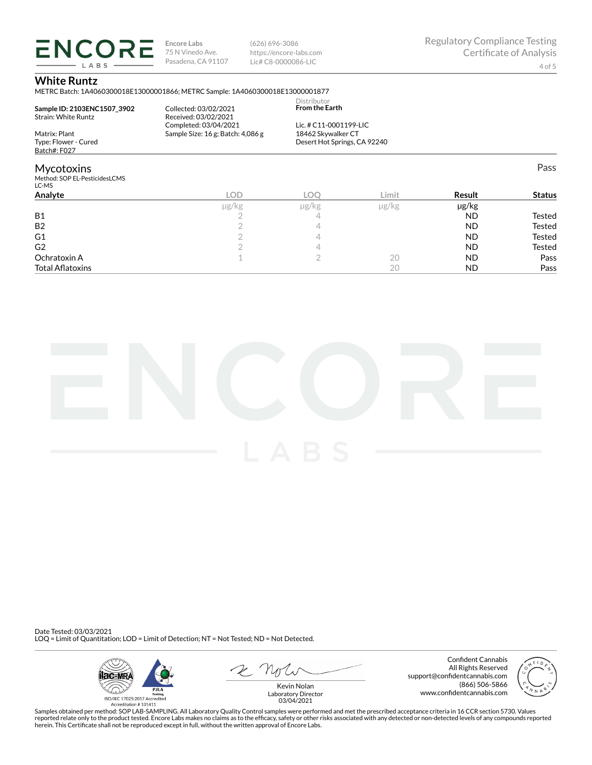**Encore Labs**
75 N Vinedo Ave.
Pasadena, CA 91107

(626) 696-3086
https://encore-labs.com
Lic# C8-0000086-LIC

Regulatory Compliance Testing
Certificate of Analysis

# White Runtz

METRC Batch: 1A4060300018E13000001866; METRC Sample: 1A4060300018E13000001877

**Sample ID: 2103ENC1507_3902**
Strain: White Runtz

Matrix: Plant
Type: Flower - Cured
Batch#: F027

Collected: 03/02/2021
Received: 03/02/2021
Completed: 03/04/2021
Sample Size: 16 g; Batch: 4,086 g

Distributor
**From the Earth**

Lic. # C11-0001199-LIC
18462 Skywalker CT
Desert Hot Springs, CA 92240

## Mycotoxins

Pass

Method: SOP EL-PesticidesLCMS
LC-MS

| Analyte | LOD | LOQ | Limit | Result | Status |
|---|---|---|---|---|---|
| | µg/kg | µg/kg | µg/kg | µg/kg | |
| B1 | 2 | 4 | | ND | Tested |
| B2 | 2 | 4 | | ND | Tested |
| G1 | 2 | 4 | | ND | Tested |
| G2 | 2 | 4 | | ND | Tested |
| Ochratoxin A | 1 | 2 | 20 | ND | Pass |
| Total Aflatoxins | | | 20 | ND | Pass |

Date Tested: 03/03/2021
LOQ = Limit of Quantitation; LOD = Limit of Detection; NT = Not Tested; ND = Not Detected.

ISO/IEC 17025:2017 Accredited
Accreditation # 101411

Kevin Nolan
Laboratory Director
03/04/2021

Confident Cannabis
All Rights Reserved
support@confidentcannabis.com
(866) 506-5866
www.confidentcannabis.com

Samples obtained per method: SOP LAB-SAMPLING. All Laboratory Quality Control samples were performed and met the prescribed acceptance criteria in 16 CCR section 5730. Values reported relate only to the product tested. Encore Labs makes no claims as to the efficacy, safety or other risks associated with any detected or non-detected levels of any compounds reported herein. This Certificate shall not be reproduced except in full, without the written approval of Encore Labs.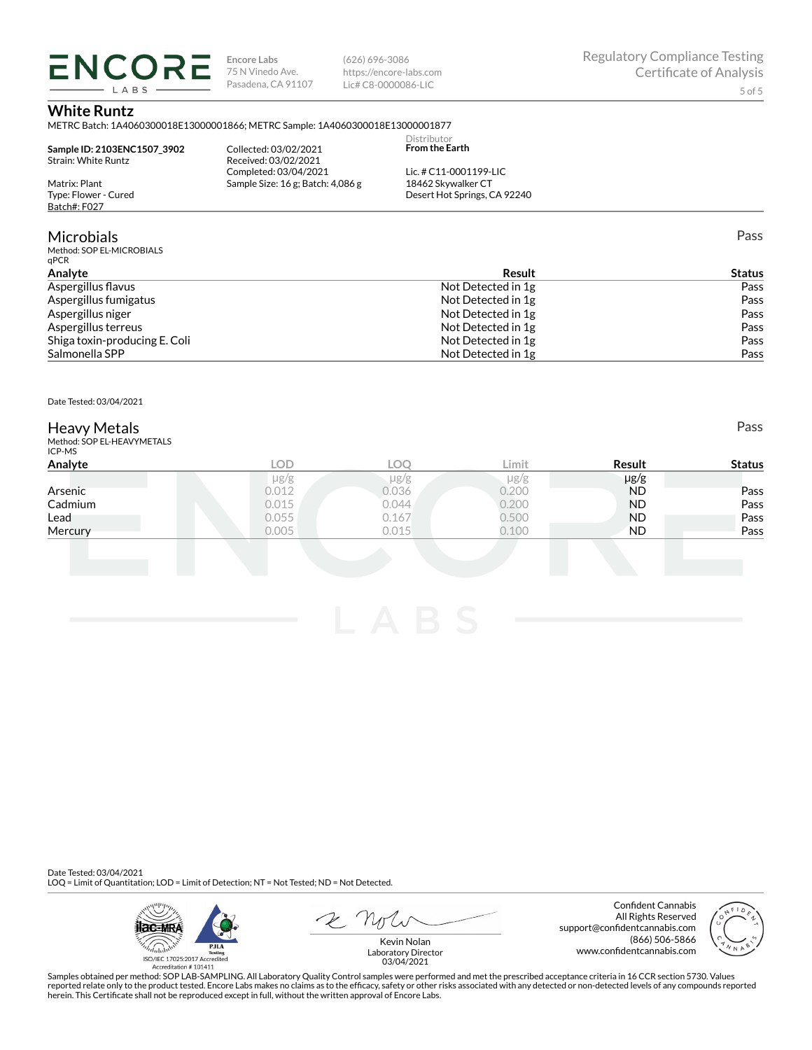Encore Labs
75 N Vinedo Ave.
Pasadena, CA 91107

(626) 696-3086
https://encore-labs.com
Lic# C8-0000086-LIC

Regulatory Compliance Testing
Certificate of Analysis

# White Runtz

METRC Batch: 1A4060300018E13000001866; METRC Sample: 1A4060300018E13000001877

**Sample ID: 2103ENC1507_3902**
Strain: White Runtz

Matrix: Plant
Type: Flower - Cured
Batch#: F027

Collected: 03/02/2021
Received: 03/02/2021
Completed: 03/04/2021
Sample Size: 16 g; Batch: 4,086 g

Distributor
**From the Earth**

Lic. # C11-0001199-LIC
18462 Skywalker CT
Desert Hot Springs, CA 92240

## Microbials

Pass

Method: SOP EL-MICROBIALS
qPCR

| Analyte | Result | Status |
|---|---|---|
| Aspergillus flavus | Not Detected in 1g | Pass |
| Aspergillus fumigatus | Not Detected in 1g | Pass |
| Aspergillus niger | Not Detected in 1g | Pass |
| Aspergillus terreus | Not Detected in 1g | Pass |
| Shiga toxin-producing E. Coli | Not Detected in 1g | Pass |
| Salmonella SPP | Not Detected in 1g | Pass |

Date Tested: 03/04/2021

## Heavy Metals

Pass

Method: SOP EL-HEAVYMETALS
ICP-MS

| Analyte | LOD | LOQ | Limit | Result | Status |
|---|---|---|---|---|---|
| | μg/g | μg/g | μg/g | μg/g | |
| Arsenic | 0.012 | 0.036 | 0.200 | ND | Pass |
| Cadmium | 0.015 | 0.044 | 0.200 | ND | Pass |
| Lead | 0.055 | 0.167 | 0.500 | ND | Pass |
| Mercury | 0.005 | 0.015 | 0.100 | ND | Pass |

Date Tested: 03/04/2021
LOQ = Limit of Quantitation; LOD = Limit of Detection; NT = Not Tested; ND = Not Detected.

ISO/IEC 17025:2017 Accredited
Accreditation # 101411

Kevin Nolan
Laboratory Director
03/04/2021

Confident Cannabis
All Rights Reserved
support@confidentcannabis.com
(866) 506-5866
www.confidentcannabis.com

Samples obtained per method: SOP LAB-SAMPLING. All Laboratory Quality Control samples were performed and met the prescribed acceptance criteria in 16 CCR section 5730. Values reported relate only to the product tested. Encore Labs makes no claims as to the efficacy, safety or other risks associated with any detected or non-detected levels of any compounds reported herein. This Certificate shall not be reproduced except in full, without the written approval of Encore Labs.